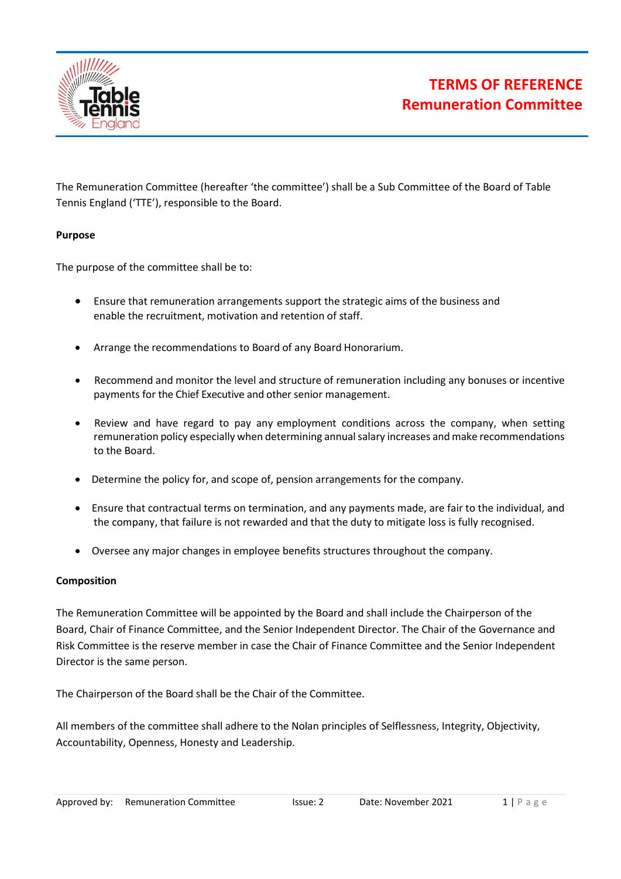# TERMS OF REFERENCE
## Remuneration Committee

The Remuneration Committee (hereafter 'the committee') shall be a Sub Committee of the Board of Table Tennis England ('TTE'), responsible to the Board.

**Purpose**

The purpose of the committee shall be to:

- Ensure that remuneration arrangements support the strategic aims of the business and enable the recruitment, motivation and retention of staff.
- Arrange the recommendations to Board of any Board Honorarium.
- Recommend and monitor the level and structure of remuneration including any bonuses or incentive payments for the Chief Executive and other senior management.
- Review and have regard to pay any employment conditions across the company, when setting remuneration policy especially when determining annual salary increases and make recommendations to the Board.
- Determine the policy for, and scope of, pension arrangements for the company.
- Ensure that contractual terms on termination, and any payments made, are fair to the individual, and the company, that failure is not rewarded and that the duty to mitigate loss is fully recognised.
- Oversee any major changes in employee benefits structures throughout the company.

**Composition**

The Remuneration Committee will be appointed by the Board and shall include the Chairperson of the Board, Chair of Finance Committee, and the Senior Independent Director. The Chair of the Governance and Risk Committee is the reserve member in case the Chair of Finance Committee and the Senior Independent Director is the same person.

The Chairperson of the Board shall be the Chair of the Committee.

All members of the committee shall adhere to the Nolan principles of Selflessness, Integrity, Objectivity, Accountability, Openness, Honesty and Leadership.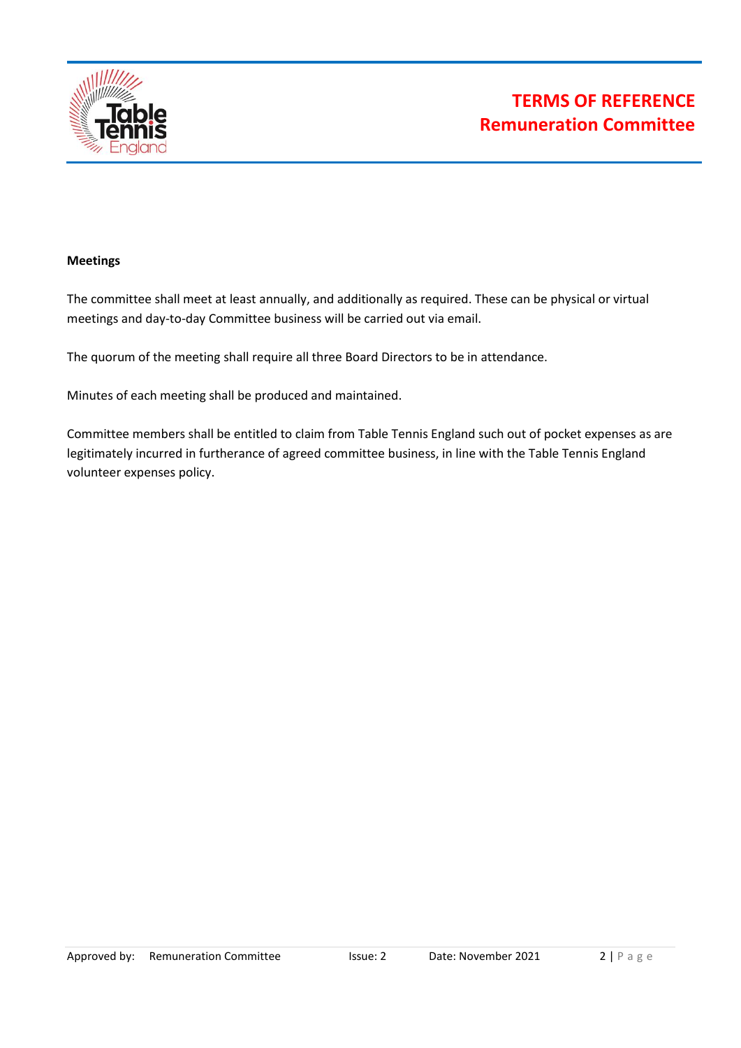**Meetings**

The committee shall meet at least annually, and additionally as required. These can be physical or virtual meetings and day-to-day Committee business will be carried out via email.

The quorum of the meeting shall require all three Board Directors to be in attendance.

Minutes of each meeting shall be produced and maintained.

Committee members shall be entitled to claim from Table Tennis England such out of pocket expenses as are legitimately incurred in furtherance of agreed committee business, in line with the Table Tennis England volunteer expenses policy.